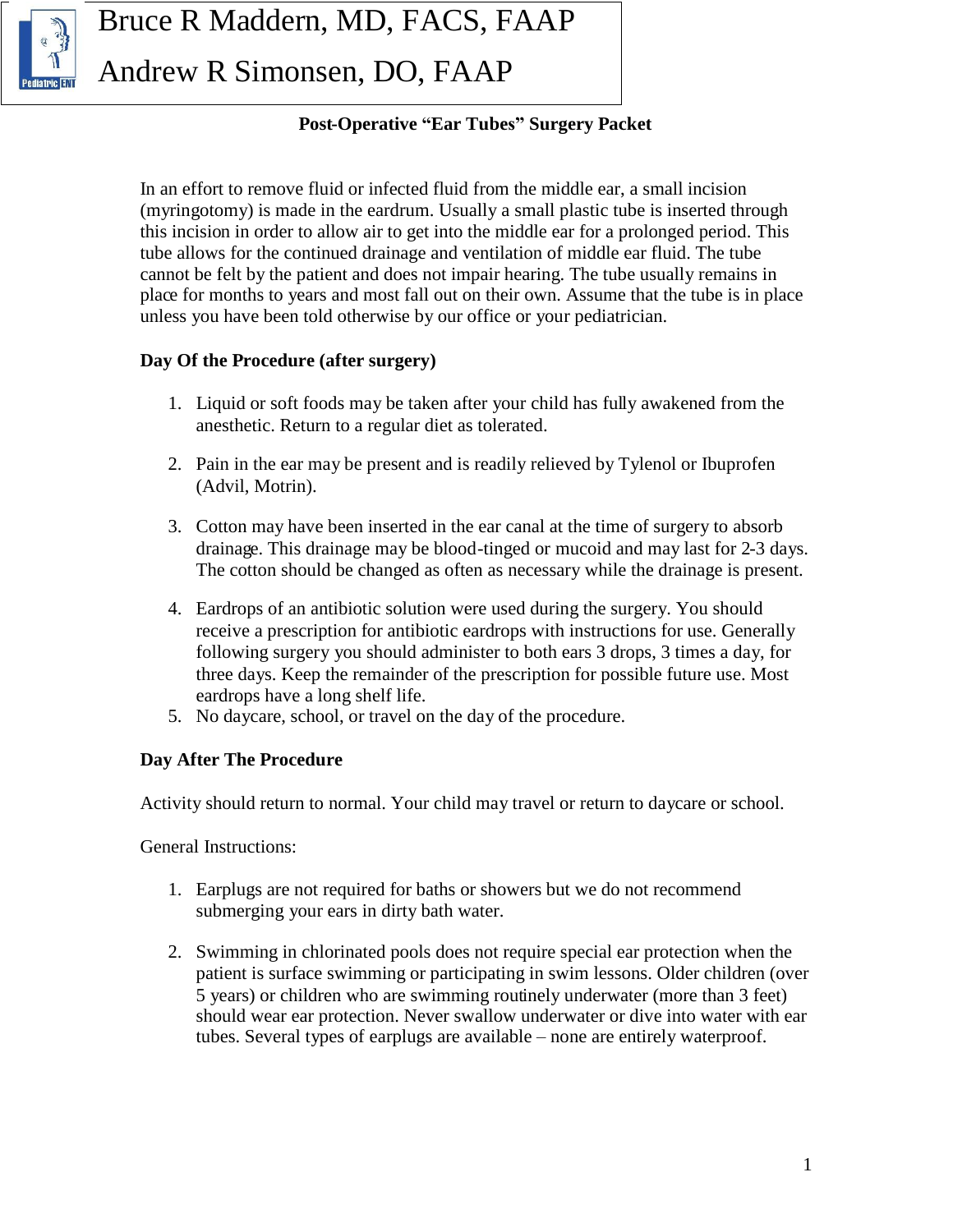Bruce R Maddern, MD, FACS, FAAP

Andrew R Simonsen, DO, FAAP

**Post-Operative "Ear Tubes" Surgery Packet**

In an effort to remove fluid or infected fluid from the middle ear, a small incision (myringotomy) is made in the eardrum. Usually a small plastic tube is inserted through this incision in order to allow air to get into the middle ear for a prolonged period. This tube allows for the continued drainage and ventilation of middle ear fluid. The tube cannot be felt by the patient and does not impair hearing. The tube usually remains in place for months to years and most fall out on their own. Assume that the tube is in place unless you have been told otherwise by our office or your pediatrician.

**Day Of the Procedure (after surgery)**

1. Liquid or soft foods may be taken after your child has fully awakened from the anesthetic. Return to a regular diet as tolerated.
2. Pain in the ear may be present and is readily relieved by Tylenol or Ibuprofen (Advil, Motrin).
3. Cotton may have been inserted in the ear canal at the time of surgery to absorb drainage. This drainage may be blood-tinged or mucoid and may last for 2-3 days. The cotton should be changed as often as necessary while the drainage is present.
4. Eardrops of an antibiotic solution were used during the surgery. You should receive a prescription for antibiotic eardrops with instructions for use. Generally following surgery you should administer to both ears 3 drops, 3 times a day, for three days. Keep the remainder of the prescription for possible future use. Most eardrops have a long shelf life.
5. No daycare, school, or travel on the day of the procedure.

**Day After The Procedure**

Activity should return to normal. Your child may travel or return to daycare or school.

General Instructions:

1. Earplugs are not required for baths or showers but we do not recommend submerging your ears in dirty bath water.
2. Swimming in chlorinated pools does not require special ear protection when the patient is surface swimming or participating in swim lessons. Older children (over 5 years) or children who are swimming routinely underwater (more than 3 feet) should wear ear protection. Never swallow underwater or dive into water with ear tubes. Several types of earplugs are available – none are entirely waterproof.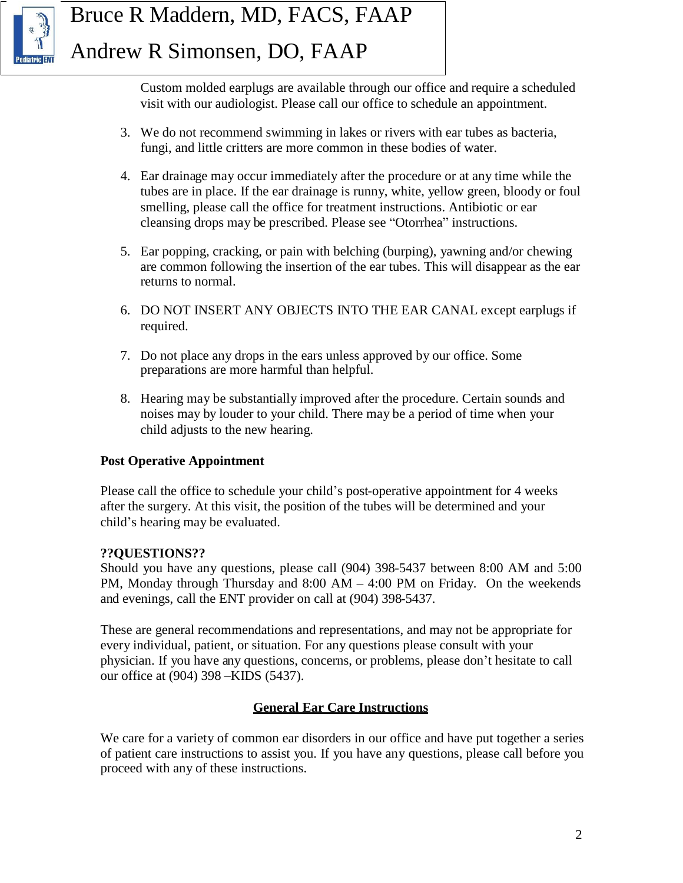Custom molded earplugs are available through our office and require a scheduled visit with our audiologist. Please call our office to schedule an appointment.

3. We do not recommend swimming in lakes or rivers with ear tubes as bacteria, fungi, and little critters are more common in these bodies of water.

4. Ear drainage may occur immediately after the procedure or at any time while the tubes are in place. If the ear drainage is runny, white, yellow green, bloody or foul smelling, please call the office for treatment instructions. Antibiotic or ear cleansing drops may be prescribed. Please see "Otorrhea" instructions.

5. Ear popping, cracking, or pain with belching (burping), yawning and/or chewing are common following the insertion of the ear tubes. This will disappear as the ear returns to normal.

6. DO NOT INSERT ANY OBJECTS INTO THE EAR CANAL except earplugs if required.

7. Do not place any drops in the ears unless approved by our office. Some preparations are more harmful than helpful.

8. Hearing may be substantially improved after the procedure. Certain sounds and noises may by louder to your child. There may be a period of time when your child adjusts to the new hearing.

**Post Operative Appointment**

Please call the office to schedule your child's post-operative appointment for 4 weeks after the surgery. At this visit, the position of the tubes will be determined and your child's hearing may be evaluated.

**??QUESTIONS??**

Should you have any questions, please call (904) 398-5437 between 8:00 AM and 5:00 PM, Monday through Thursday and 8:00 AM – 4:00 PM on Friday. On the weekends and evenings, call the ENT provider on call at (904) 398-5437.

These are general recommendations and representations, and may not be appropriate for every individual, patient, or situation. For any questions please consult with your physician. If you have any questions, concerns, or problems, please don't hesitate to call our office at (904) 398 –KIDS (5437).

## General Ear Care Instructions

We care for a variety of common ear disorders in our office and have put together a series of patient care instructions to assist you. If you have any questions, please call before you proceed with any of these instructions.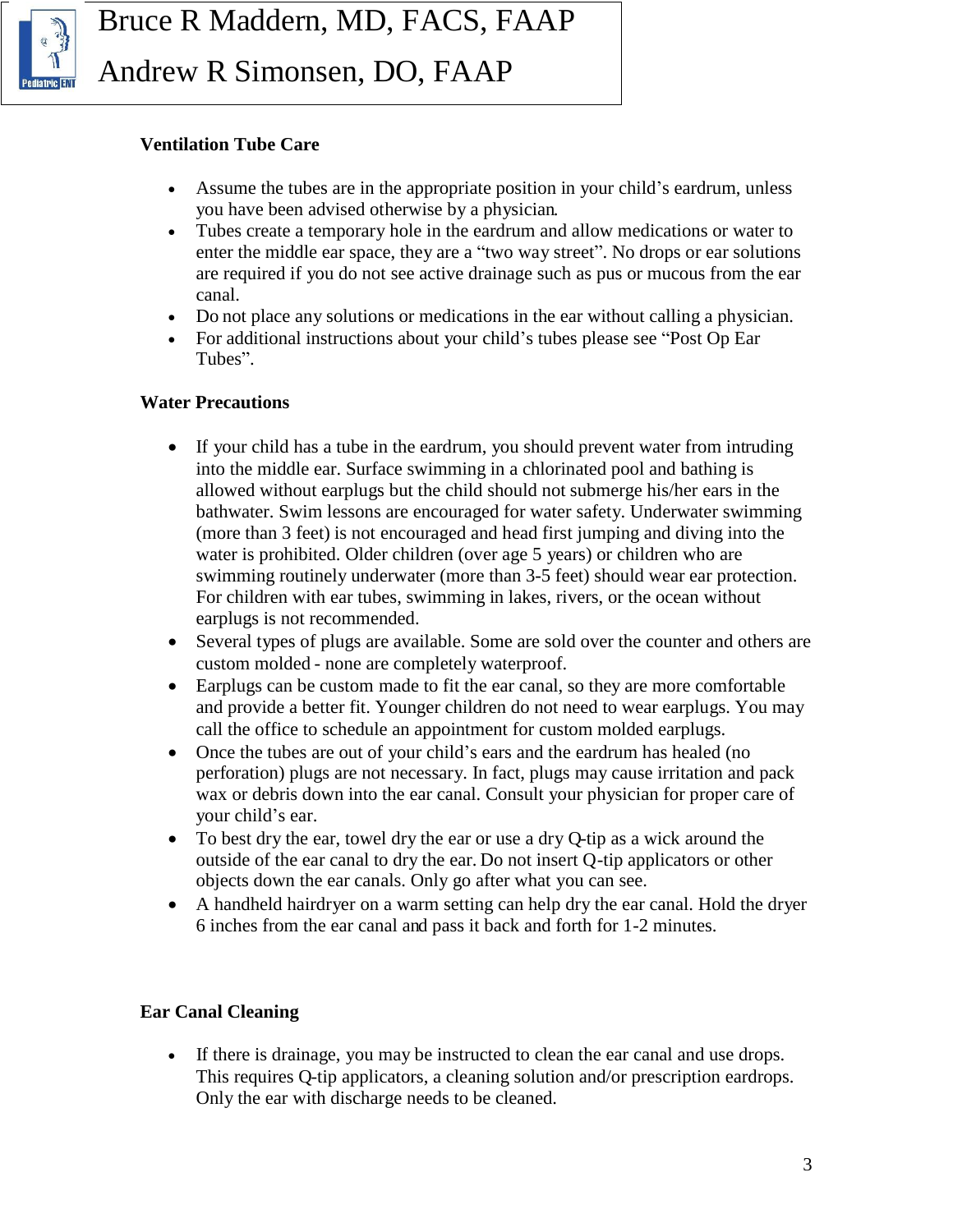## Ventilation Tube Care

- Assume the tubes are in the appropriate position in your child's eardrum, unless you have been advised otherwise by a physician.
- Tubes create a temporary hole in the eardrum and allow medications or water to enter the middle ear space, they are a "two way street". No drops or ear solutions are required if you do not see active drainage such as pus or mucous from the ear canal.
- Do not place any solutions or medications in the ear without calling a physician.
- For additional instructions about your child's tubes please see "Post Op Ear Tubes".

## Water Precautions

- If your child has a tube in the eardrum, you should prevent water from intruding into the middle ear. Surface swimming in a chlorinated pool and bathing is allowed without earplugs but the child should not submerge his/her ears in the bathwater. Swim lessons are encouraged for water safety. Underwater swimming (more than 3 feet) is not encouraged and head first jumping and diving into the water is prohibited. Older children (over age 5 years) or children who are swimming routinely underwater (more than 3-5 feet) should wear ear protection. For children with ear tubes, swimming in lakes, rivers, or the ocean without earplugs is not recommended.
- Several types of plugs are available. Some are sold over the counter and others are custom molded - none are completely waterproof.
- Earplugs can be custom made to fit the ear canal, so they are more comfortable and provide a better fit. Younger children do not need to wear earplugs. You may call the office to schedule an appointment for custom molded earplugs.
- Once the tubes are out of your child's ears and the eardrum has healed (no perforation) plugs are not necessary. In fact, plugs may cause irritation and pack wax or debris down into the ear canal. Consult your physician for proper care of your child's ear.
- To best dry the ear, towel dry the ear or use a dry Q-tip as a wick around the outside of the ear canal to dry the ear. Do not insert Q-tip applicators or other objects down the ear canals. Only go after what you can see.
- A handheld hairdryer on a warm setting can help dry the ear canal. Hold the dryer 6 inches from the ear canal and pass it back and forth for 1-2 minutes.

## Ear Canal Cleaning

- If there is drainage, you may be instructed to clean the ear canal and use drops. This requires Q-tip applicators, a cleaning solution and/or prescription eardrops. Only the ear with discharge needs to be cleaned.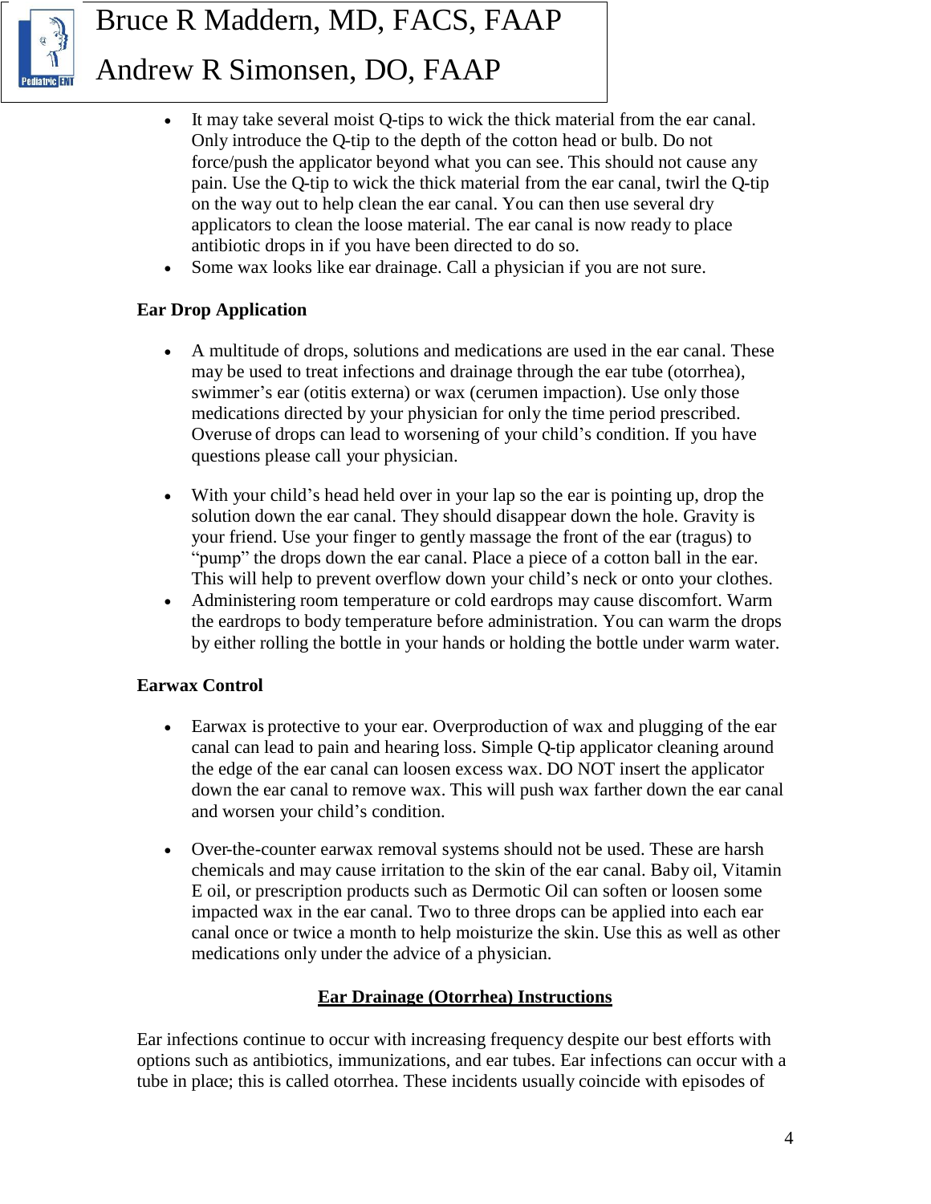- It may take several moist Q-tips to wick the thick material from the ear canal. Only introduce the Q-tip to the depth of the cotton head or bulb. Do not force/push the applicator beyond what you can see. This should not cause any pain. Use the Q-tip to wick the thick material from the ear canal, twirl the Q-tip on the way out to help clean the ear canal. You can then use several dry applicators to clean the loose material. The ear canal is now ready to place antibiotic drops in if you have been directed to do so.
- Some wax looks like ear drainage. Call a physician if you are not sure.

**Ear Drop Application**

- A multitude of drops, solutions and medications are used in the ear canal. These may be used to treat infections and drainage through the ear tube (otorrhea), swimmer's ear (otitis externa) or wax (cerumen impaction). Use only those medications directed by your physician for only the time period prescribed. Overuse of drops can lead to worsening of your child's condition. If you have questions please call your physician.

- With your child's head held over in your lap so the ear is pointing up, drop the solution down the ear canal. They should disappear down the hole. Gravity is your friend. Use your finger to gently massage the front of the ear (tragus) to "pump" the drops down the ear canal. Place a piece of a cotton ball in the ear. This will help to prevent overflow down your child's neck or onto your clothes.
- Administering room temperature or cold eardrops may cause discomfort. Warm the eardrops to body temperature before administration. You can warm the drops by either rolling the bottle in your hands or holding the bottle under warm water.

**Earwax Control**

- Earwax is protective to your ear. Overproduction of wax and plugging of the ear canal can lead to pain and hearing loss. Simple Q-tip applicator cleaning around the edge of the ear canal can loosen excess wax. DO NOT insert the applicator down the ear canal to remove wax. This will push wax farther down the ear canal and worsen your child's condition.

- Over-the-counter earwax removal systems should not be used. These are harsh chemicals and may cause irritation to the skin of the ear canal. Baby oil, Vitamin E oil, or prescription products such as Dermotic Oil can soften or loosen some impacted wax in the ear canal. Two to three drops can be applied into each ear canal once or twice a month to help moisturize the skin. Use this as well as other medications only under the advice of a physician.

## <u>Ear Drainage (Otorrhea) Instructions</u>

Ear infections continue to occur with increasing frequency despite our best efforts with options such as antibiotics, immunizations, and ear tubes. Ear infections can occur with a tube in place; this is called otorrhea. These incidents usually coincide with episodes of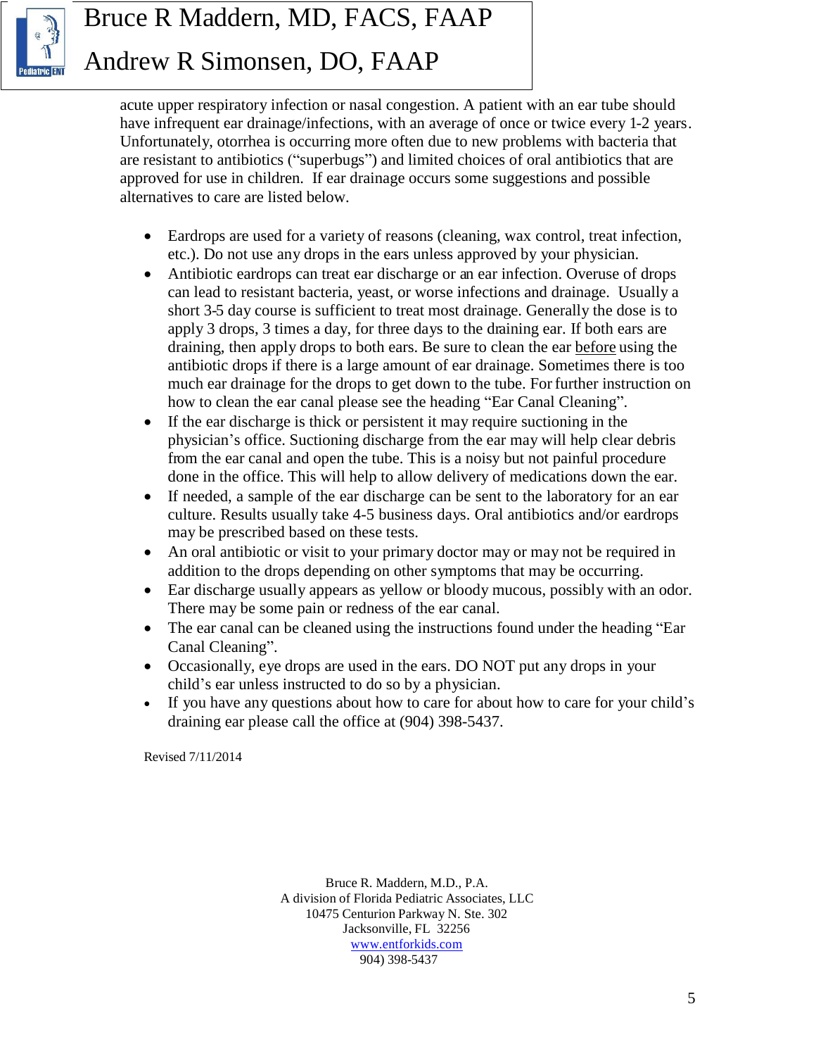acute upper respiratory infection or nasal congestion. A patient with an ear tube should have infrequent ear drainage/infections, with an average of once or twice every 1-2 years. Unfortunately, otorrhea is occurring more often due to new problems with bacteria that are resistant to antibiotics ("superbugs") and limited choices of oral antibiotics that are approved for use in children. If ear drainage occurs some suggestions and possible alternatives to care are listed below.

- Eardrops are used for a variety of reasons (cleaning, wax control, treat infection, etc.). Do not use any drops in the ears unless approved by your physician.
- Antibiotic eardrops can treat ear discharge or an ear infection. Overuse of drops can lead to resistant bacteria, yeast, or worse infections and drainage. Usually a short 3-5 day course is sufficient to treat most drainage. Generally the dose is to apply 3 drops, 3 times a day, for three days to the draining ear. If both ears are draining, then apply drops to both ears. Be sure to clean the ear <u>before</u> using the antibiotic drops if there is a large amount of ear drainage. Sometimes there is too much ear drainage for the drops to get down to the tube. For further instruction on how to clean the ear canal please see the heading "Ear Canal Cleaning".
- If the ear discharge is thick or persistent it may require suctioning in the physician's office. Suctioning discharge from the ear may will help clear debris from the ear canal and open the tube. This is a noisy but not painful procedure done in the office. This will help to allow delivery of medications down the ear.
- If needed, a sample of the ear discharge can be sent to the laboratory for an ear culture. Results usually take 4-5 business days. Oral antibiotics and/or eardrops may be prescribed based on these tests.
- An oral antibiotic or visit to your primary doctor may or may not be required in addition to the drops depending on other symptoms that may be occurring.
- Ear discharge usually appears as yellow or bloody mucous, possibly with an odor. There may be some pain or redness of the ear canal.
- The ear canal can be cleaned using the instructions found under the heading "Ear Canal Cleaning".
- Occasionally, eye drops are used in the ears. DO NOT put any drops in your child's ear unless instructed to do so by a physician.
- If you have any questions about how to care for about how to care for your child's draining ear please call the office at (904) 398-5437.

Revised 7/11/2014

Bruce R. Maddern, M.D., P.A.
A division of Florida Pediatric Associates, LLC
10475 Centurion Parkway N. Ste. 302
Jacksonville, FL 32256
www.entforkids.com
904) 398-5437